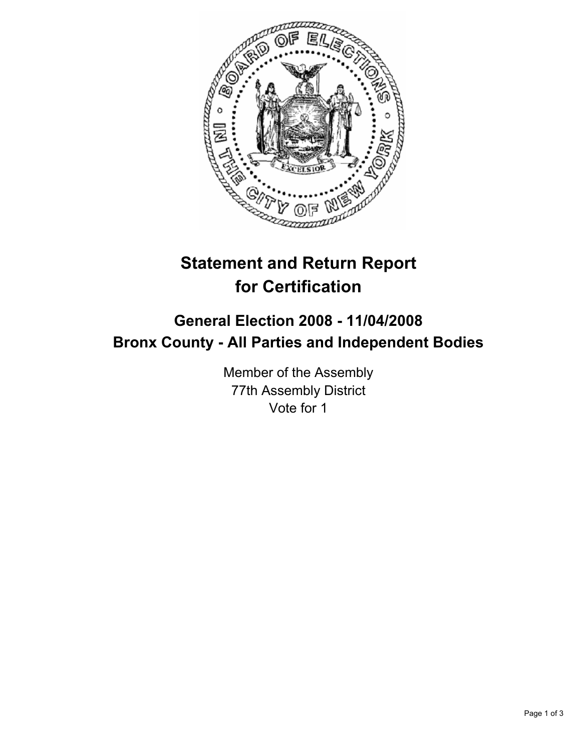# Statement and Return Report for Certification

## General Election 2008 - 11/04/2008
## Bronx County - All Parties and Independent Bodies

Member of the Assembly
77th Assembly District
Vote for 1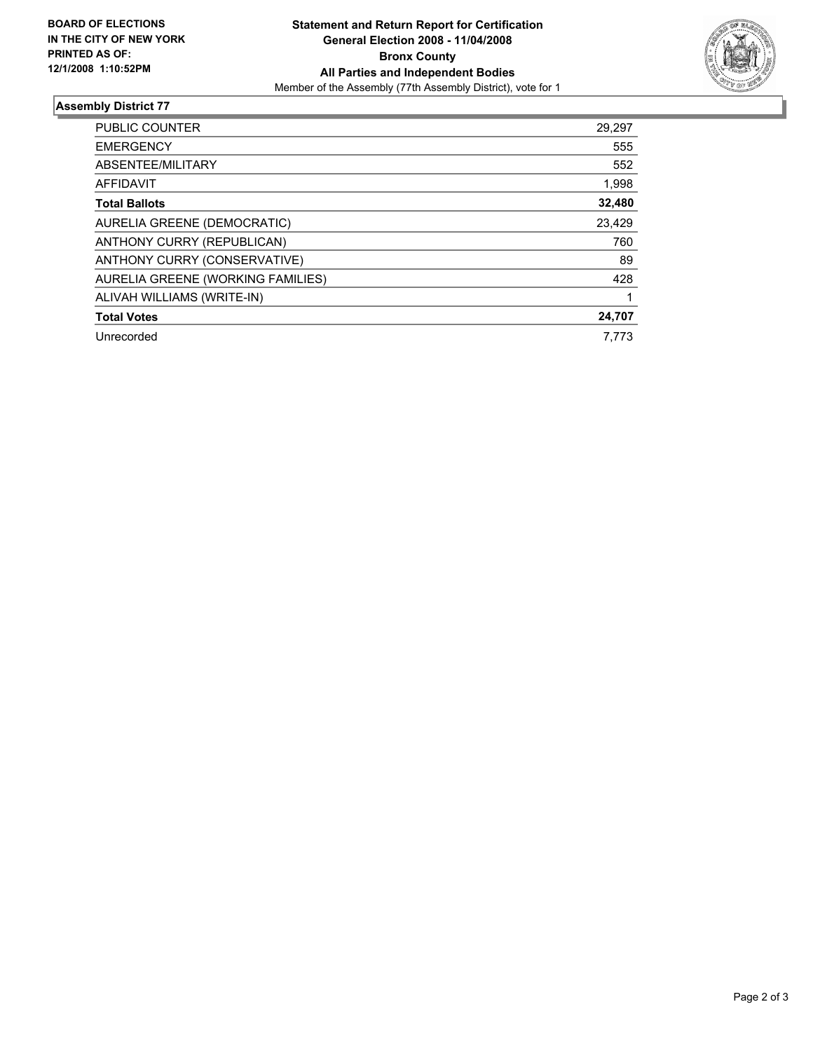**BOARD OF ELECTIONS IN THE CITY OF NEW YORK PRINTED AS OF: 12/1/2008 1:10:52PM**

**Statement and Return Report for Certification**
**General Election 2008 - 11/04/2008**
**Bronx County**
**All Parties and Independent Bodies**
Member of the Assembly (77th Assembly District), vote for 1

## Assembly District 77

| | |
|---|---|
| PUBLIC COUNTER | 29,297 |
| EMERGENCY | 555 |
| ABSENTEE/MILITARY | 552 |
| AFFIDAVIT | 1,998 |
| **Total Ballots** | **32,480** |
| AURELIA GREENE (DEMOCRATIC) | 23,429 |
| ANTHONY CURRY (REPUBLICAN) | 760 |
| ANTHONY CURRY (CONSERVATIVE) | 89 |
| AURELIA GREENE (WORKING FAMILIES) | 428 |
| ALIVAH WILLIAMS (WRITE-IN) | 1 |
| **Total Votes** | **24,707** |
| Unrecorded | 7,773 |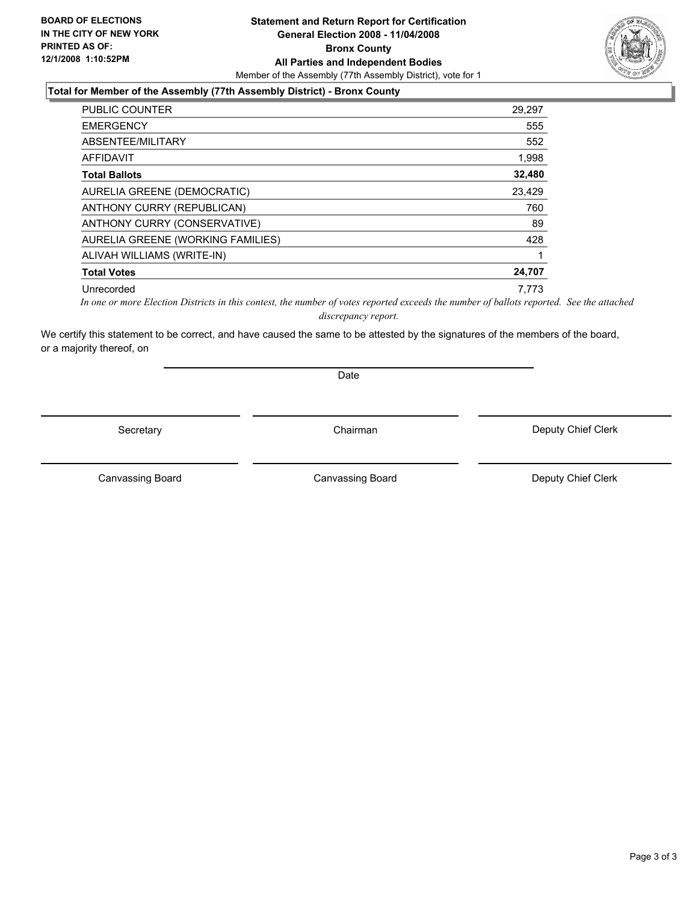**BOARD OF ELECTIONS IN THE CITY OF NEW YORK PRINTED AS OF: 12/1/2008 1:10:52PM**

**Statement and Return Report for Certification**
**General Election 2008 - 11/04/2008**
**Bronx County**
**All Parties and Independent Bodies**
Member of the Assembly (77th Assembly District), vote for 1

### Total for Member of the Assembly (77th Assembly District) - Bronx County

| | |
|---|---|
| PUBLIC COUNTER | 29,297 |
| EMERGENCY | 555 |
| ABSENTEE/MILITARY | 552 |
| AFFIDAVIT | 1,998 |
| **Total Ballots** | **32,480** |
| AURELIA GREENE (DEMOCRATIC) | 23,429 |
| ANTHONY CURRY (REPUBLICAN) | 760 |
| ANTHONY CURRY (CONSERVATIVE) | 89 |
| AURELIA GREENE (WORKING FAMILIES) | 428 |
| ALIVAH WILLIAMS (WRITE-IN) | 1 |
| **Total Votes** | **24,707** |
| Unrecorded | 7,773 |

*In one or more Election Districts in this contest, the number of votes reported exceeds the number of ballots reported. See the attached discrepancy report.*

We certify this statement to be correct, and have caused the same to be attested by the signatures of the members of the board, or a majority thereof, on

Date

Secretary | Chairman | Deputy Chief Clerk

Canvassing Board | Canvassing Board | Deputy Chief Clerk